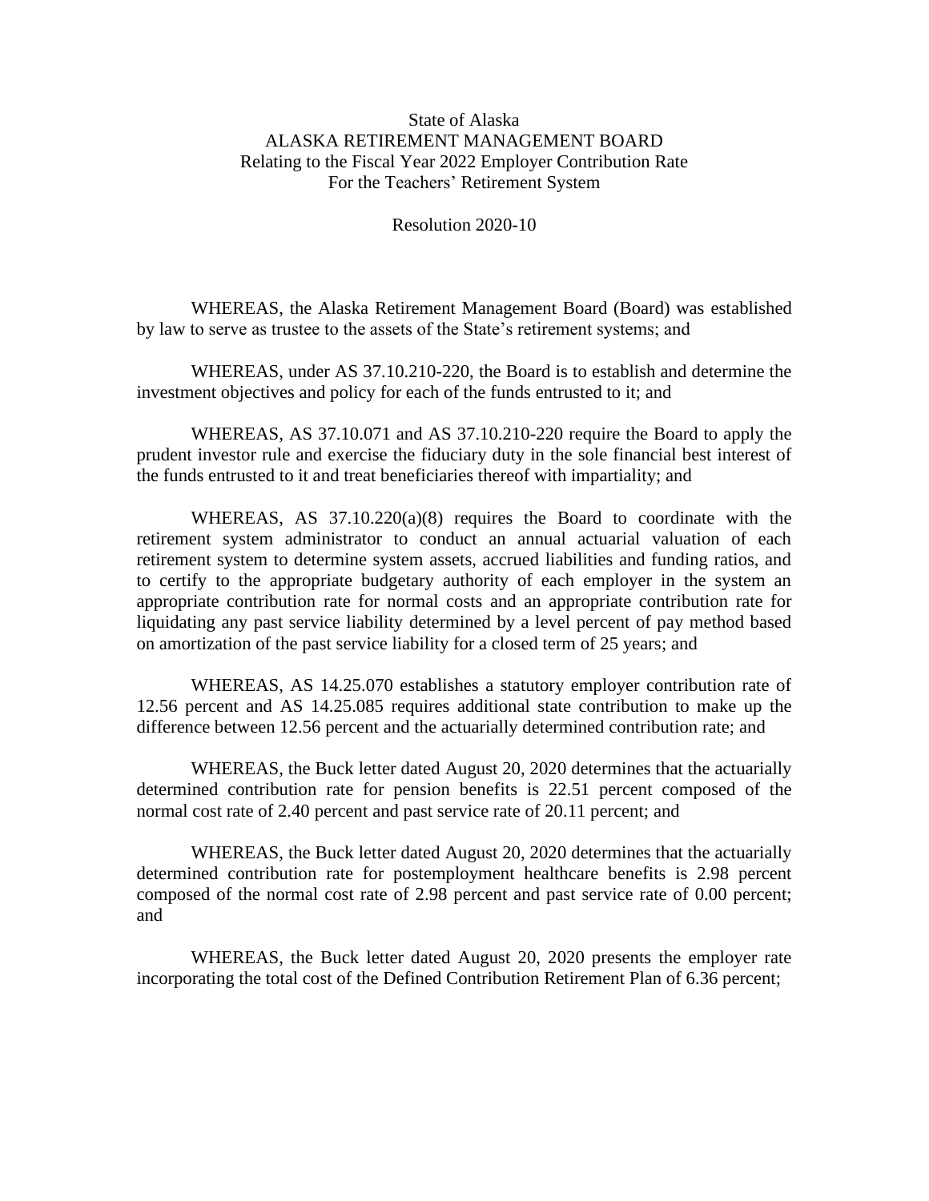State of Alaska
ALASKA RETIREMENT MANAGEMENT BOARD
Relating to the Fiscal Year 2022 Employer Contribution Rate
For the Teachers' Retirement System

Resolution 2020-10

WHEREAS, the Alaska Retirement Management Board (Board) was established by law to serve as trustee to the assets of the State's retirement systems; and

WHEREAS, under AS 37.10.210-220, the Board is to establish and determine the investment objectives and policy for each of the funds entrusted to it; and

WHEREAS, AS 37.10.071 and AS 37.10.210-220 require the Board to apply the prudent investor rule and exercise the fiduciary duty in the sole financial best interest of the funds entrusted to it and treat beneficiaries thereof with impartiality; and

WHEREAS, AS 37.10.220(a)(8) requires the Board to coordinate with the retirement system administrator to conduct an annual actuarial valuation of each retirement system to determine system assets, accrued liabilities and funding ratios, and to certify to the appropriate budgetary authority of each employer in the system an appropriate contribution rate for normal costs and an appropriate contribution rate for liquidating any past service liability determined by a level percent of pay method based on amortization of the past service liability for a closed term of 25 years; and

WHEREAS, AS 14.25.070 establishes a statutory employer contribution rate of 12.56 percent and AS 14.25.085 requires additional state contribution to make up the difference between 12.56 percent and the actuarially determined contribution rate; and

WHEREAS, the Buck letter dated August 20, 2020 determines that the actuarially determined contribution rate for pension benefits is 22.51 percent composed of the normal cost rate of 2.40 percent and past service rate of 20.11 percent; and

WHEREAS, the Buck letter dated August 20, 2020 determines that the actuarially determined contribution rate for postemployment healthcare benefits is 2.98 percent composed of the normal cost rate of 2.98 percent and past service rate of 0.00 percent; and

WHEREAS, the Buck letter dated August 20, 2020 presents the employer rate incorporating the total cost of the Defined Contribution Retirement Plan of 6.36 percent;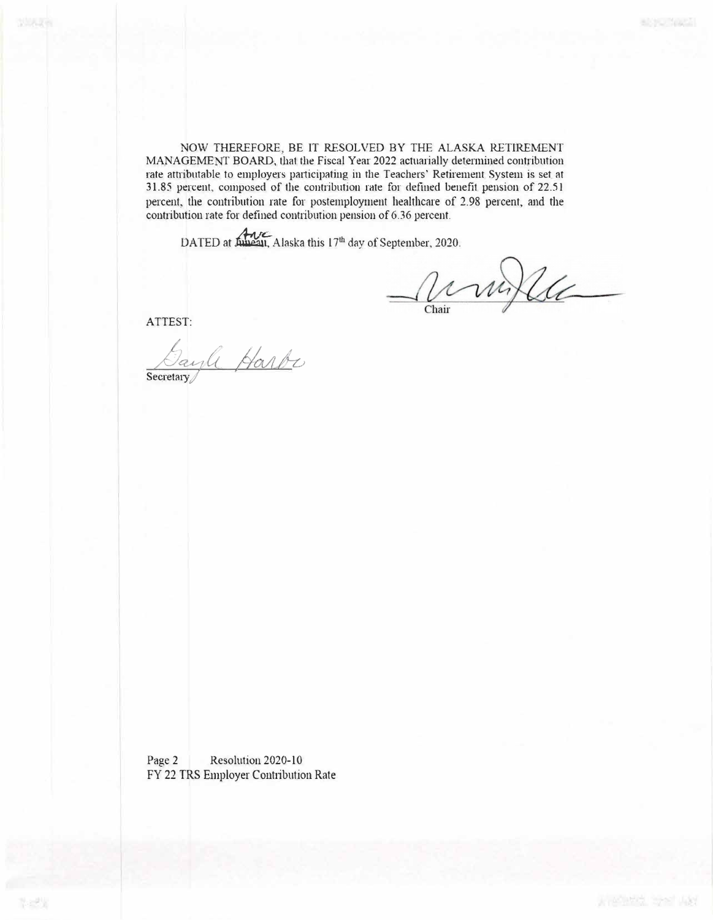NOW THEREFORE, BE IT RESOLVED BY THE ALASKA RETIREMENT MANAGEMENT BOARD, that the Fiscal Year 2022 actuarially determined contribution rate attributable to employers participating in the Teachers' Retirement System is set at 31.85 percent, composed of the contribution rate for defined benefit pension of 22.51 percent, the contribution rate for postemployment healthcare of 2.98 percent, and the contribution rate for defined contribution pension of 6.36 percent.

DATED at ~~Juneau~~ Anc, Alaska this 17th day of September, 2020.

Chair

ATTEST:

Gayle Harbo
Secretary

Page 2 Resolution 2020-10
FY 22 TRS Employer Contribution Rate